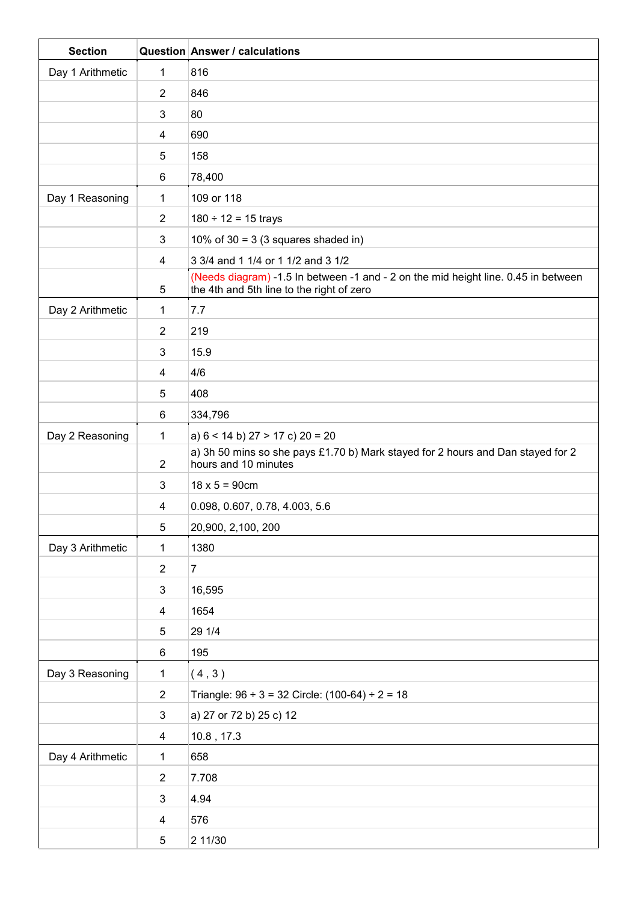| Section | Question | Answer / calculations |
| --- | --- | --- |
| Day 1 Arithmetic | 1 | 816 |
| | 2 | 846 |
| | 3 | 80 |
| | 4 | 690 |
| | 5 | 158 |
| | 6 | 78,400 |
| Day 1 Reasoning | 1 | 109 or 118 |
| | 2 | 180 ÷ 12 = 15 trays |
| | 3 | 10% of 30 = 3 (3 squares shaded in) |
| | 4 | 3 3/4 and 1 1/4 or 1 1/2 and 3 1/2 |
| | 5 | (Needs diagram) -1.5 In between -1 and - 2 on the mid height line. 0.45 in between the 4th and 5th line to the right of zero |
| Day 2 Arithmetic | 1 | 7.7 |
| | 2 | 219 |
| | 3 | 15.9 |
| | 4 | 4/6 |
| | 5 | 408 |
| | 6 | 334,796 |
| Day 2 Reasoning | 1 | a) 6 < 14 b) 27 > 17 c) 20 = 20 |
| | 2 | a) 3h 50 mins so she pays £1.70 b) Mark stayed for 2 hours and Dan stayed for 2 hours and 10 minutes |
| | 3 | 18 x 5 = 90cm |
| | 4 | 0.098, 0.607, 0.78, 4.003, 5.6 |
| | 5 | 20,900, 2,100, 200 |
| Day 3 Arithmetic | 1 | 1380 |
| | 2 | 7 |
| | 3 | 16,595 |
| | 4 | 1654 |
| | 5 | 29 1/4 |
| | 6 | 195 |
| Day 3 Reasoning | 1 | ( 4 , 3 ) |
| | 2 | Triangle: 96 ÷ 3 = 32 Circle: (100-64) ÷ 2 = 18 |
| | 3 | a) 27 or 72 b) 25 c) 12 |
| | 4 | 10.8 , 17.3 |
| Day 4 Arithmetic | 1 | 658 |
| | 2 | 7.708 |
| | 3 | 4.94 |
| | 4 | 576 |
| | 5 | 2 11/30 |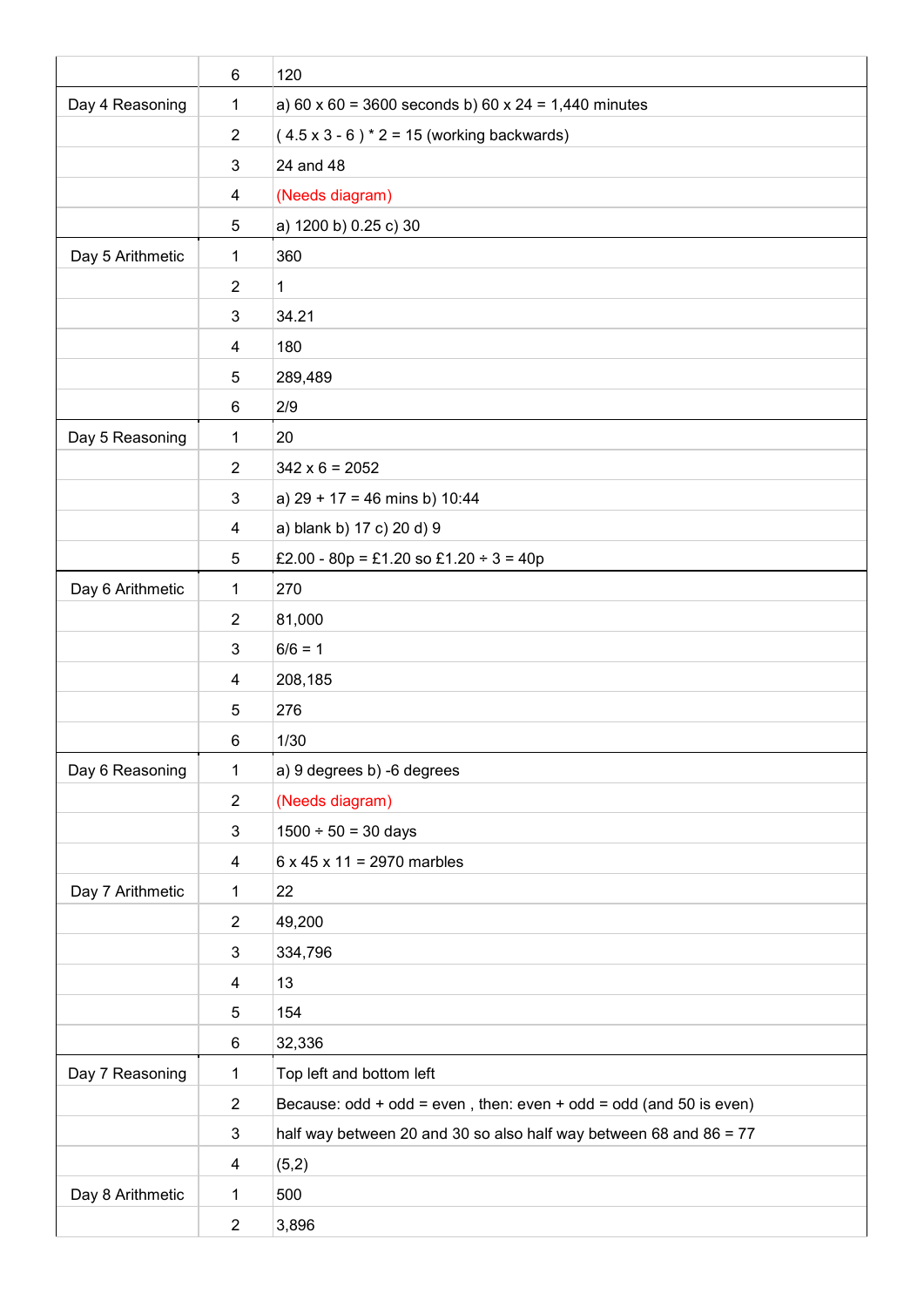| | | |
|---|---|---|
| | 6 | 120 |
| Day 4 Reasoning | 1 | a) 60 x 60 = 3600 seconds b) 60 x 24 = 1,440 minutes |
| | 2 | ( 4.5 x 3 - 6 ) * 2 = 15 (working backwards) |
| | 3 | 24 and 48 |
| | 4 | (Needs diagram) |
| | 5 | a) 1200 b) 0.25 c) 30 |
| Day 5 Arithmetic | 1 | 360 |
| | 2 | 1 |
| | 3 | 34.21 |
| | 4 | 180 |
| | 5 | 289,489 |
| | 6 | 2/9 |
| Day 5 Reasoning | 1 | 20 |
| | 2 | 342 x 6 = 2052 |
| | 3 | a) 29 + 17 = 46 mins b) 10:44 |
| | 4 | a) blank b) 17 c) 20 d) 9 |
| | 5 | £2.00 - 80p = £1.20 so £1.20 ÷ 3 = 40p |
| Day 6 Arithmetic | 1 | 270 |
| | 2 | 81,000 |
| | 3 | 6/6 = 1 |
| | 4 | 208,185 |
| | 5 | 276 |
| | 6 | 1/30 |
| Day 6 Reasoning | 1 | a) 9 degrees b) -6 degrees |
| | 2 | (Needs diagram) |
| | 3 | 1500 ÷ 50 = 30 days |
| | 4 | 6 x 45 x 11 = 2970 marbles |
| Day 7 Arithmetic | 1 | 22 |
| | 2 | 49,200 |
| | 3 | 334,796 |
| | 4 | 13 |
| | 5 | 154 |
| | 6 | 32,336 |
| Day 7 Reasoning | 1 | Top left and bottom left |
| | 2 | Because: odd + odd = even , then: even + odd = odd (and 50 is even) |
| | 3 | half way between 20 and 30 so also half way between 68 and 86 = 77 |
| | 4 | (5,2) |
| Day 8 Arithmetic | 1 | 500 |
| | 2 | 3,896 |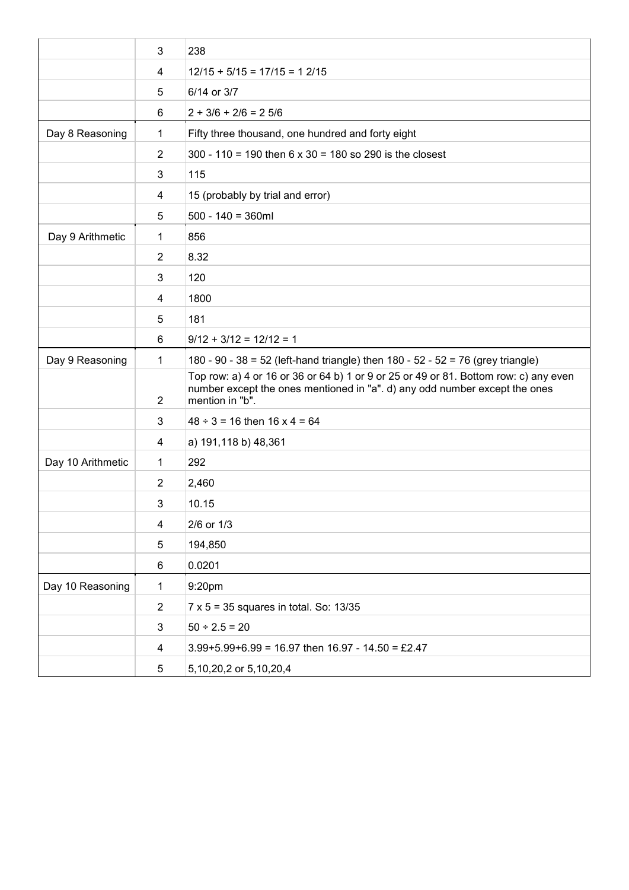| | | |
|---|---|---|
| | 3 | 238 |
| | 4 | $12/15 + 5/15 = 17/15 = 1\ 2/15$ |
| | 5 | 6/14 or 3/7 |
| | 6 | $2 + 3/6 + 2/6 = 2\ 5/6$ |
| Day 8 Reasoning | 1 | Fifty three thousand, one hundred and forty eight |
| | 2 | $300 - 110 = 190$ then $6 \times 30 = 180$ so 290 is the closest |
| | 3 | 115 |
| | 4 | 15 (probably by trial and error) |
| | 5 | $500 - 140 = 360$ml |
| Day 9 Arithmetic | 1 | 856 |
| | 2 | 8.32 |
| | 3 | 120 |
| | 4 | 1800 |
| | 5 | 181 |
| | 6 | $9/12 + 3/12 = 12/12 = 1$ |
| Day 9 Reasoning | 1 | $180 - 90 - 38 = 52$ (left-hand triangle) then $180 - 52 - 52 = 76$ (grey triangle) |
| | 2 | Top row: a) 4 or 16 or 36 or 64 b) 1 or 9 or 25 or 49 or 81. Bottom row: c) any even number except the ones mentioned in "a". d) any odd number except the ones mention in "b". |
| | 3 | $48 \div 3 = 16$ then $16 \times 4 = 64$ |
| | 4 | a) 191,118 b) 48,361 |
| Day 10 Arithmetic | 1 | 292 |
| | 2 | 2,460 |
| | 3 | 10.15 |
| | 4 | 2/6 or 1/3 |
| | 5 | 194,850 |
| | 6 | 0.0201 |
| Day 10 Reasoning | 1 | 9:20pm |
| | 2 | $7 \times 5 = 35$ squares in total. So: 13/35 |
| | 3 | $50 \div 2.5 = 20$ |
| | 4 | $3.99+5.99+6.99 = 16.97$ then $16.97 - 14.50 =$ £2.47 |
| | 5 | 5,10,20,2 or 5,10,20,4 |